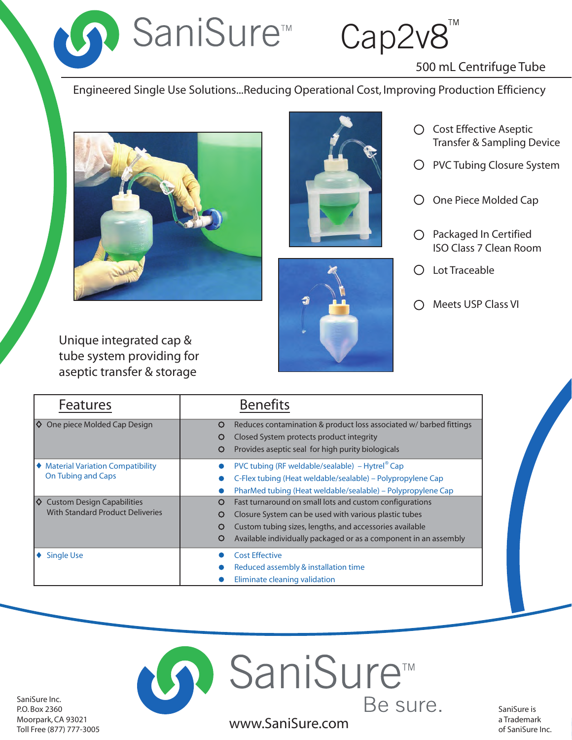# SaniSure™ Cap2v8™

## 500 mL Centrifuge Tube

Engineered Single Use Solutions...Reducing Operational Cost, Improving Production Efficiency

- Cost Effective Aseptic Transfer & Sampling Device
- PVC Tubing Closure System
- One Piece Molded Cap
- Packaged In Certified ISO Class 7 Clean Room
- Lot Traceable
- Meets USP Class VI

Unique integrated cap & tube system providing for aseptic transfer & storage

| Features | Benefits |
|---|---|
| One piece Molded Cap Design | Reduces contamination & product loss associated w/ barbed fittings<br>Closed System protects product integrity<br>Provides aseptic seal for high purity biologicals |
| Material Variation Compatibility On Tubing and Caps | PVC tubing (RF weldable/sealable) – Hytrel® Cap<br>C-Flex tubing (Heat weldable/sealable) – Polypropylene Cap<br>PharMed tubing (Heat weldable/sealable) – Polypropylene Cap |
| Custom Design Capabilities With Standard Product Deliveries | Fast turnaround on small lots and custom configurations<br>Closure System can be used with various plastic tubes<br>Custom tubing sizes, lengths, and accessories available<br>Available individually packaged or as a component in an assembly |
| Single Use | Cost Effective<br>Reduced assembly & installation time<br>Eliminate cleaning validation |

SaniSure™ Be sure.

www.SaniSure.com

SaniSure Inc.
P.O. Box 2360
Moorpark, CA 93021
Toll Free (877) 777-3005

SaniSure is a Trademark of SaniSure Inc.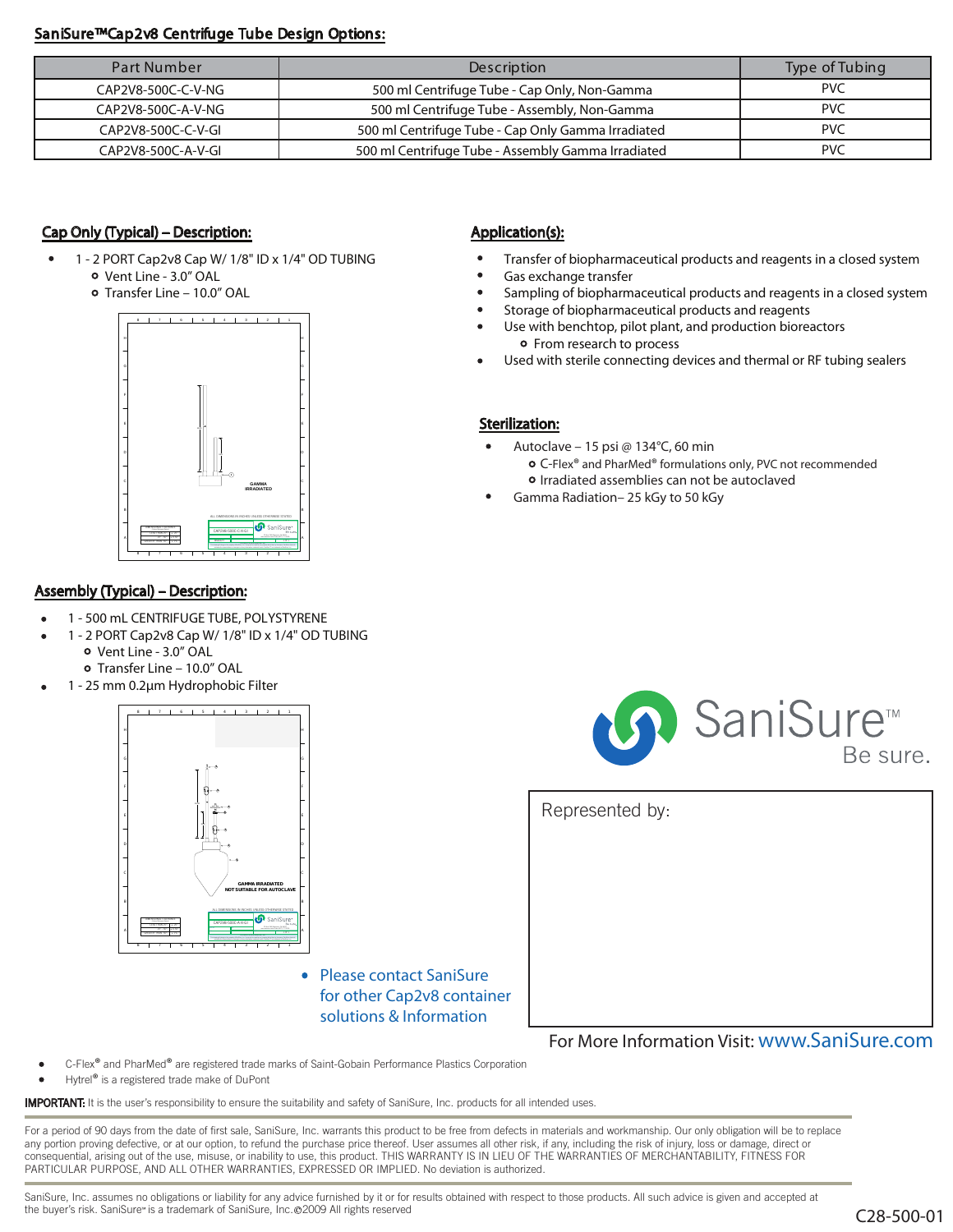## SaniSure™Cap2v8 Centrifuge Tube Design Options:

| Part Number | Description | Type of Tubing |
|---|---|---|
| CAP2V8-500C-C-V-NG | 500 ml Centrifuge Tube - Cap Only, Non-Gamma | PVC |
| CAP2V8-500C-A-V-NG | 500 ml Centrifuge Tube - Assembly, Non-Gamma | PVC |
| CAP2V8-500C-C-V-GI | 500 ml Centrifuge Tube - Cap Only Gamma Irradiated | PVC |
| CAP2V8-500C-A-V-GI | 500 ml Centrifuge Tube - Assembly Gamma Irradiated | PVC |

## Cap Only (Typical) – Description:

- 1 - 2 PORT Cap2v8 Cap W/ 1/8" ID x 1/4" OD TUBING
  - Vent Line - 3.0" OAL
  - Transfer Line – 10.0" OAL

GAMMA IRRADIATED

## Assembly (Typical) – Description:

- 1 - 500 mL CENTRIFUGE TUBE, POLYSTYRENE
- 1 - 2 PORT Cap2v8 Cap W/ 1/8" ID x 1/4" OD TUBING
  - Vent Line - 3.0" OAL
  - Transfer Line – 10.0" OAL
- 1 - 25 mm 0.2µm Hydrophobic Filter

GAMMA IRRADIATED
NOT SUITABLE FOR AUTOCLAVE

## Application(s):

- Transfer of biopharmaceutical products and reagents in a closed system
- Gas exchange transfer
- Sampling of biopharmaceutical products and reagents in a closed system
- Storage of biopharmaceutical products and reagents
- Use with benchtop, pilot plant, and production bioreactors
  - From research to process
- Used with sterile connecting devices and thermal or RF tubing sealers

## Sterilization:

- Autoclave – 15 psi @ 134°C, 60 min
  - C-Flex® and PharMed® formulations only, PVC not recommended
  - Irradiated assemblies can not be autoclaved
- Gamma Radiation– 25 kGy to 50 kGy

- Please contact SaniSure for other Cap2v8 container solutions & Information

SaniSure™ Be sure.

Represented by:

For More Information Visit: www.SaniSure.com

- C-Flex® and PharMed® are registered trade marks of Saint-Gobain Performance Plastics Corporation
- Hytrel® is a registered trade make of DuPont

**IMPORTANT:** It is the user's responsibility to ensure the suitability and safety of SaniSure, Inc. products for all intended uses.

For a period of 90 days from the date of first sale, SaniSure, Inc. warrants this product to be free from defects in materials and workmanship. Our only obligation will be to replace any portion proving defective, or at our option, to refund the purchase price thereof. User assumes all other risk, if any, including the risk of injury, loss or damage, direct or consequential, arising out of the use, misuse, or inability to use, this product. THIS WARRANTY IS IN LIEU OF THE WARRANTIES OF MERCHANTABILITY, FITNESS FOR PARTICULAR PURPOSE, AND ALL OTHER WARRANTIES, EXPRESSED OR IMPLIED. No deviation is authorized.

SaniSure, Inc. assumes no obligations or liability for any advice furnished by it or for results obtained with respect to those products. All such advice is given and accepted at the buyer's risk. SaniSure™ is a trademark of SaniSure, Inc.©2009 All rights reserved

C28-500-01